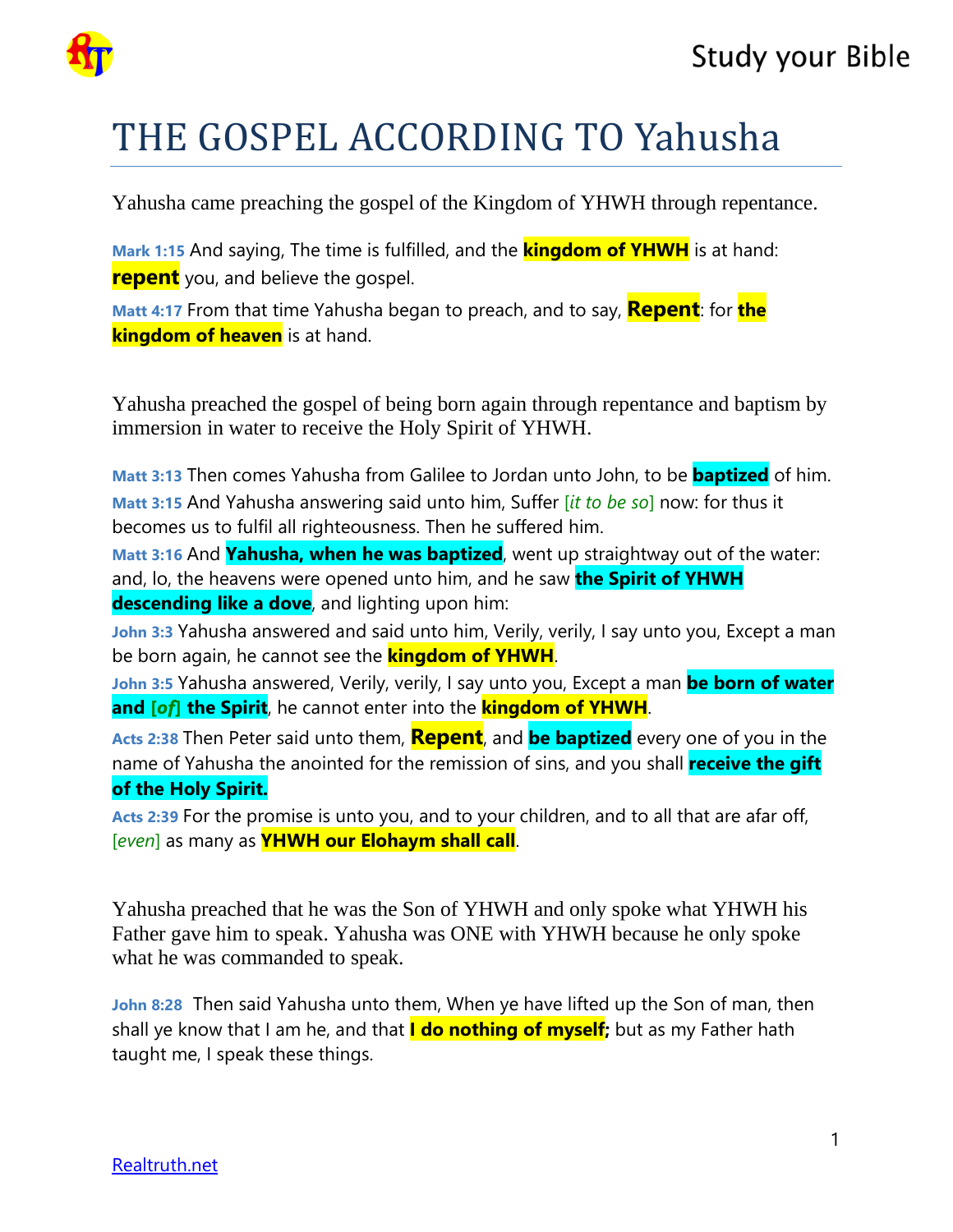# THE GOSPEL ACCORDING TO Yahusha

Yahusha came preaching the gospel of the Kingdom of YHWH through repentance.

**Mark 1:15** And saying, The time is fulfilled, and the **kingdom of YHWH** is at hand: **repent** you, and believe the gospel.

**Matt 4:17** From that time Yahusha began to preach, and to say, **Repent**: for **the kingdom of heaven** is at hand.

Yahusha preached the gospel of being born again through repentance and baptism by immersion in water to receive the Holy Spirit of YHWH.

**Matt 3:13** Then comes Yahusha from Galilee to Jordan unto John, to be **baptized** of him.

**Matt 3:15** And Yahusha answering said unto him, Suffer [*it to be so*] now: for thus it becomes us to fulfil all righteousness. Then he suffered him.

**Matt 3:16** And **Yahusha, when he was baptized**, went up straightway out of the water: and, lo, the heavens were opened unto him, and he saw **the Spirit of YHWH descending like a dove**, and lighting upon him:

**John 3:3** Yahusha answered and said unto him, Verily, verily, I say unto you, Except a man be born again, he cannot see the **kingdom of YHWH**.

**John 3:5** Yahusha answered, Verily, verily, I say unto you, Except a man **be born of water and [*of*] the Spirit**, he cannot enter into the **kingdom of YHWH**.

**Acts 2:38** Then Peter said unto them, **Repent**, and **be baptized** every one of you in the name of Yahusha the anointed for the remission of sins, and you shall **receive the gift of the Holy Spirit.**

**Acts 2:39** For the promise is unto you, and to your children, and to all that are afar off, [*even*] as many as **YHWH our Elohaym shall call**.

Yahusha preached that he was the Son of YHWH and only spoke what YHWH his Father gave him to speak. Yahusha was ONE with YHWH because he only spoke what he was commanded to speak.

**John 8:28** Then said Yahusha unto them, When ye have lifted up the Son of man, then shall ye know that I am he, and that **I do nothing of myself;** but as my Father hath taught me, I speak these things.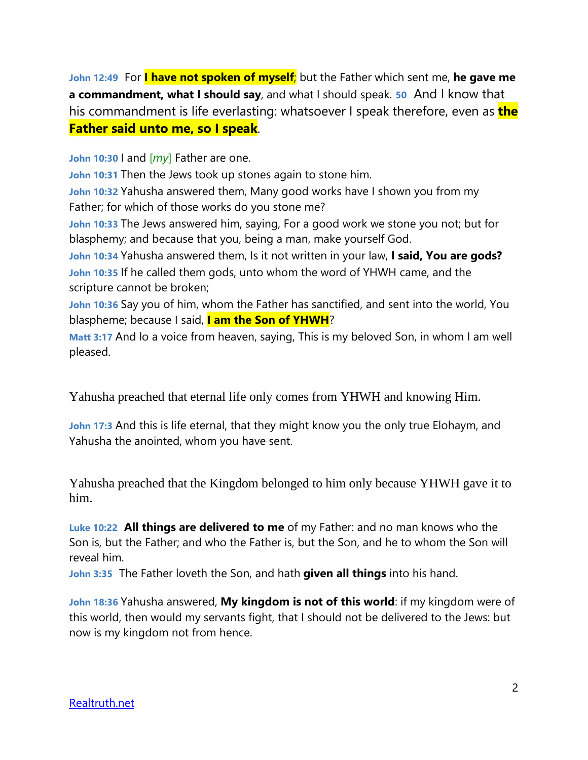**John 12:49** For **I have not spoken of myself**; but the Father which sent me, **he gave me a commandment, what I should say**, and what I should speak. **50** And I know that his commandment is life everlasting: whatsoever I speak therefore, even as **the Father said unto me, so I speak**.

**John 10:30** I and [*my*] Father are one.
**John 10:31** Then the Jews took up stones again to stone him.
**John 10:32** Yahusha answered them, Many good works have I shown you from my Father; for which of those works do you stone me?
**John 10:33** The Jews answered him, saying, For a good work we stone you not; but for blasphemy; and because that you, being a man, make yourself God.
**John 10:34** Yahusha answered them, Is it not written in your law, **I said, You are gods?**
**John 10:35** If he called them gods, unto whom the word of YHWH came, and the scripture cannot be broken;
**John 10:36** Say you of him, whom the Father has sanctified, and sent into the world, You blaspheme; because I said, **I am the Son of YHWH**?
**Matt 3:17** And lo a voice from heaven, saying, This is my beloved Son, in whom I am well pleased.

Yahusha preached that eternal life only comes from YHWH and knowing Him.

**John 17:3** And this is life eternal, that they might know you the only true Elohaym, and Yahusha the anointed, whom you have sent.

Yahusha preached that the Kingdom belonged to him only because YHWH gave it to him.

**Luke 10:22** **All things are delivered to me** of my Father: and no man knows who the Son is, but the Father; and who the Father is, but the Son, and he to whom the Son will reveal him.
**John 3:35** The Father loveth the Son, and hath **given all things** into his hand.

**John 18:36** Yahusha answered, **My kingdom is not of this world**: if my kingdom were of this world, then would my servants fight, that I should not be delivered to the Jews: but now is my kingdom not from hence.

Realtruth.net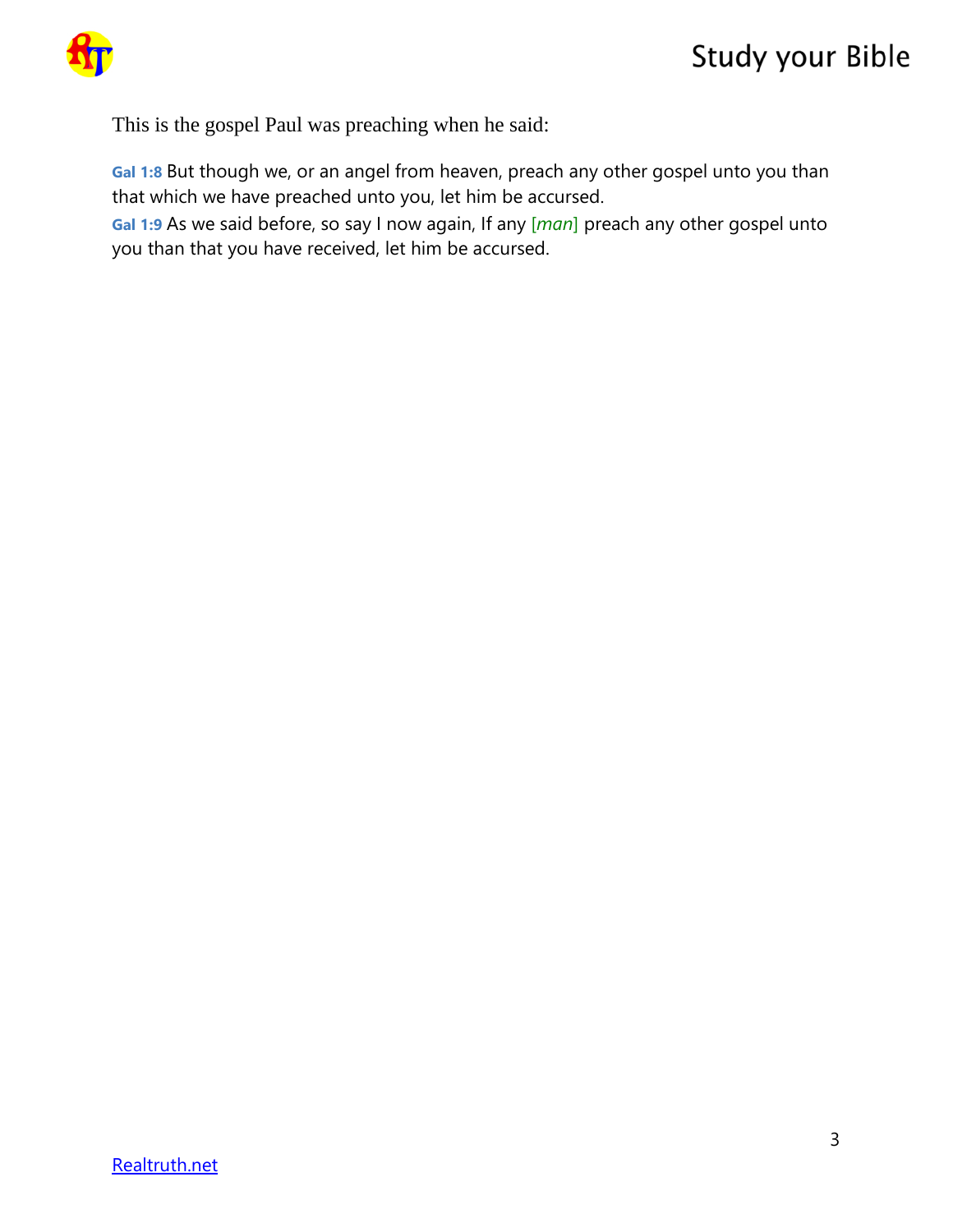This is the gospel Paul was preaching when he said:

**Gal 1:8** But though we, or an angel from heaven, preach any other gospel unto you than that which we have preached unto you, let him be accursed.
**Gal 1:9** As we said before, so say I now again, If any [*man*] preach any other gospel unto you than that you have received, let him be accursed.